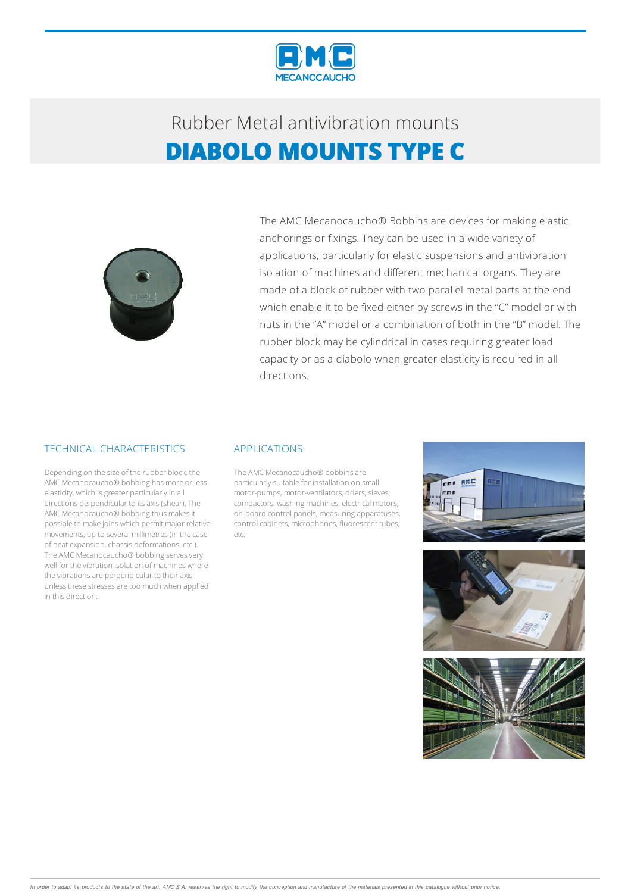# Rubber Metal antivibration mounts

## DIABOLO MOUNTS TYPE C

The AMC Mecanocaucho® Bobbins are devices for making elastic anchorings or fixings. They can be used in a wide variety of applications, particularly for elastic suspensions and antivibration isolation of machines and different mechanical organs. They are made of a block of rubber with two parallel metal parts at the end which enable it to be fixed either by screws in the "C" model or with nuts in the "A" model or a combination of both in the "B" model. The rubber block may be cylindrical in cases requiring greater load capacity or as a diabolo when greater elasticity is required in all directions.

### TECHNICAL CHARACTERISTICS

Depending on the size of the rubber block, the AMC Mecanocaucho® bobbing has more or less elasticity, which is greater particularly in all directions perpendicular to its axis (shear). The AMC Mecanocaucho® bobbing thus makes it possible to make joins which permit major relative movements, up to several millimetres (in the case of heat expansion, chassis deformations, etc.). The AMC Mecanocaucho® bobbing serves very well for the vibration isolation of machines where the vibrations are perpendicular to their axis, unless these stresses are too much when applied in this direction.

### APPLICATIONS

The AMC Mecanocaucho® bobbins are particularly suitable for installation on small motor-pumps, motor-ventilators, driers, sieves, compactors, washing machines, electrical motors, on-board control panels, measuring apparatuses, control cabinets, microphones, fluorescent tubes, etc.

*In order to adapt its products to the state of the art, AMC S.A. reserves the right to modify the conception and manufacture of the materials presented in this catalogue without prior notice.*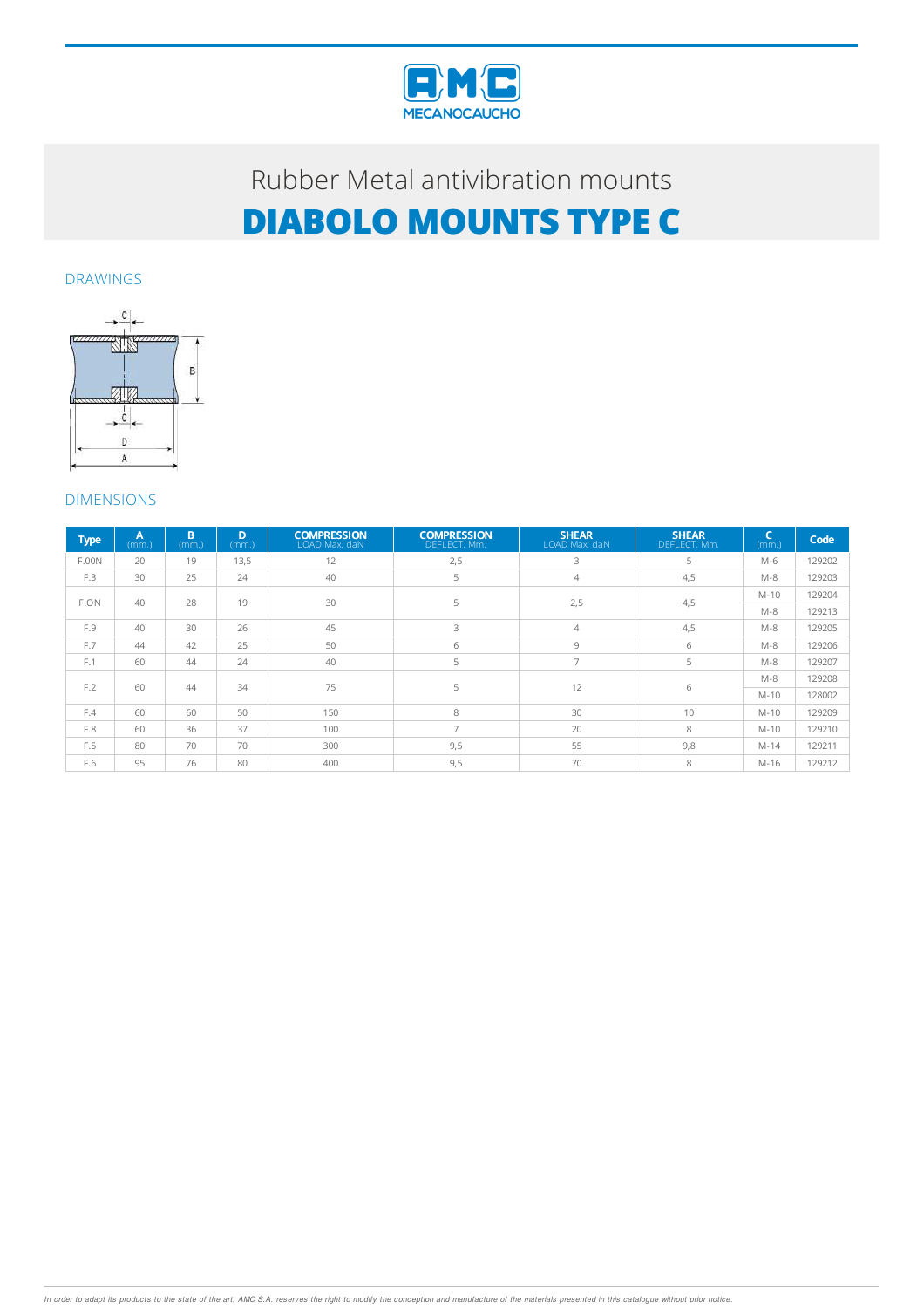Rubber Metal antivibration mounts

# DIABOLO MOUNTS TYPE C

## DRAWINGS

## DIMENSIONS

| Type | A (mm.) | B (mm.) | D (mm.) | COMPRESSION LOAD Max. daN | COMPRESSION DEFLECT. Mm. | SHEAR LOAD Max. daN | SHEAR DEFLECT. Mm. | C (mm.) | Code |
|---|---|---|---|---|---|---|---|---|---|
| F.00N | 20 | 19 | 13,5 | 12 | 2,5 | 3 | 5 | M-6 | 129202 |
| F.3 | 30 | 25 | 24 | 40 | 5 | 4 | 4,5 | M-8 | 129203 |
| F.ON | 40 | 28 | 19 | 30 | 5 | 2,5 | 4,5 | M-10 | 129204 |
| | | | | | | | | M-8 | 129213 |
| F.9 | 40 | 30 | 26 | 45 | 3 | 4 | 4,5 | M-8 | 129205 |
| F.7 | 44 | 42 | 25 | 50 | 6 | 9 | 6 | M-8 | 129206 |
| F.1 | 60 | 44 | 24 | 40 | 5 | 7 | 5 | M-8 | 129207 |
| F.2 | 60 | 44 | 34 | 75 | 5 | 12 | 6 | M-8 | 129208 |
| | | | | | | | | M-10 | 128002 |
| F.4 | 60 | 60 | 50 | 150 | 8 | 30 | 10 | M-10 | 129209 |
| F.8 | 60 | 36 | 37 | 100 | 7 | 20 | 8 | M-10 | 129210 |
| F.5 | 80 | 70 | 70 | 300 | 9,5 | 55 | 9,8 | M-14 | 129211 |
| F.6 | 95 | 76 | 80 | 400 | 9,5 | 70 | 8 | M-16 | 129212 |

*In order to adapt its products to the state of the art, AMC S.A. reserves the right to modify the conception and manufacture of the materials presented in this catalogue without prior notice.*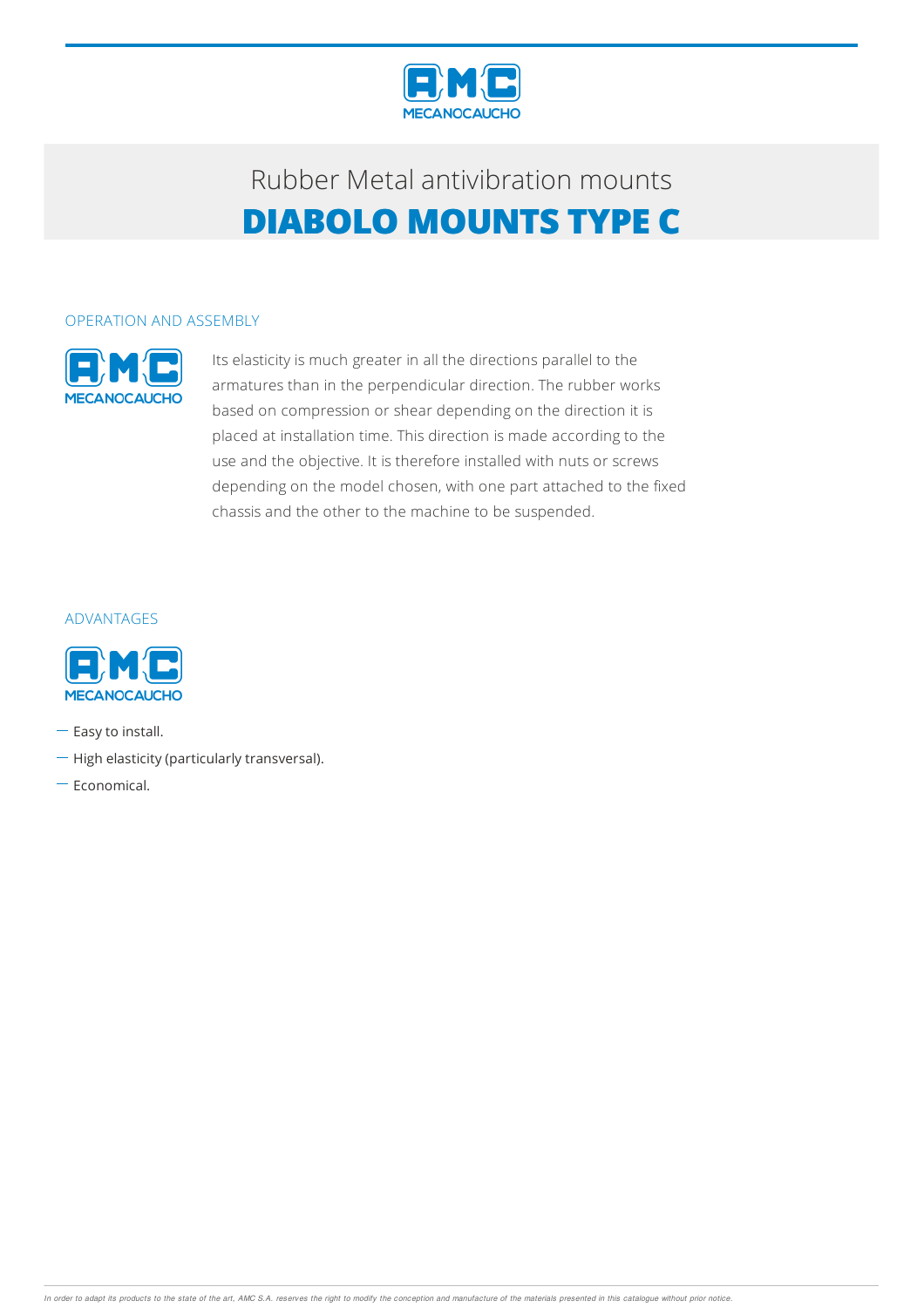Rubber Metal antivibration mounts

# DIABOLO MOUNTS TYPE C

## OPERATION AND ASSEMBLY

Its elasticity is much greater in all the directions parallel to the armatures than in the perpendicular direction. The rubber works based on compression or shear depending on the direction it is placed at installation time. This direction is made according to the use and the objective. It is therefore installed with nuts or screws depending on the model chosen, with one part attached to the fixed chassis and the other to the machine to be suspended.

## ADVANTAGES

- Easy to install.
- High elasticity (particularly transversal).
- Economical.

*In order to adapt its products to the state of the art, AMC S.A. reserves the right to modify the conception and manufacture of the materials presented in this catalogue without prior notice.*